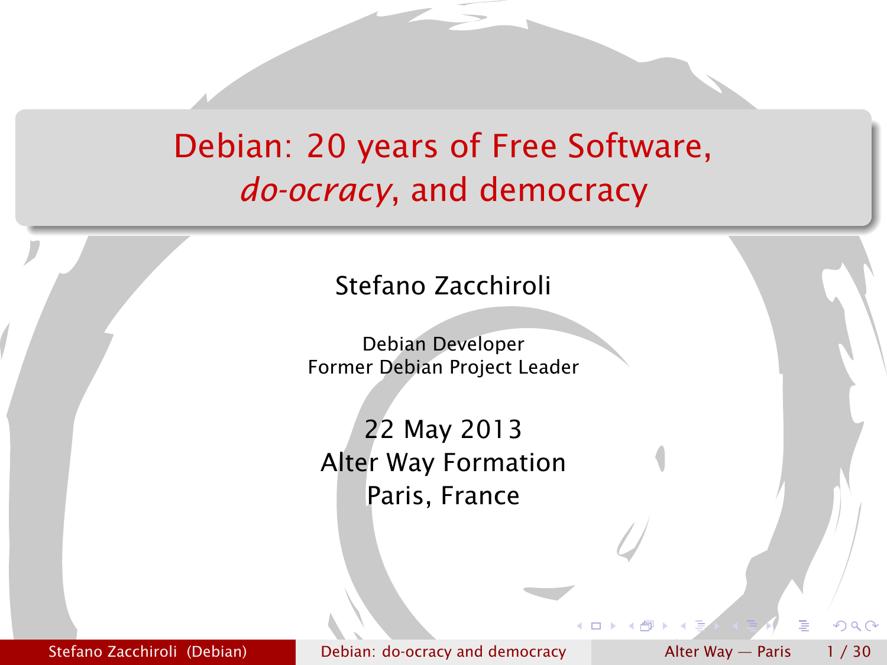# Debian: 20 years of Free Software, *do-ocracy*, and democracy

Stefano Zacchiroli

Debian Developer
Former Debian Project Leader

22 May 2013
Alter Way Formation
Paris, France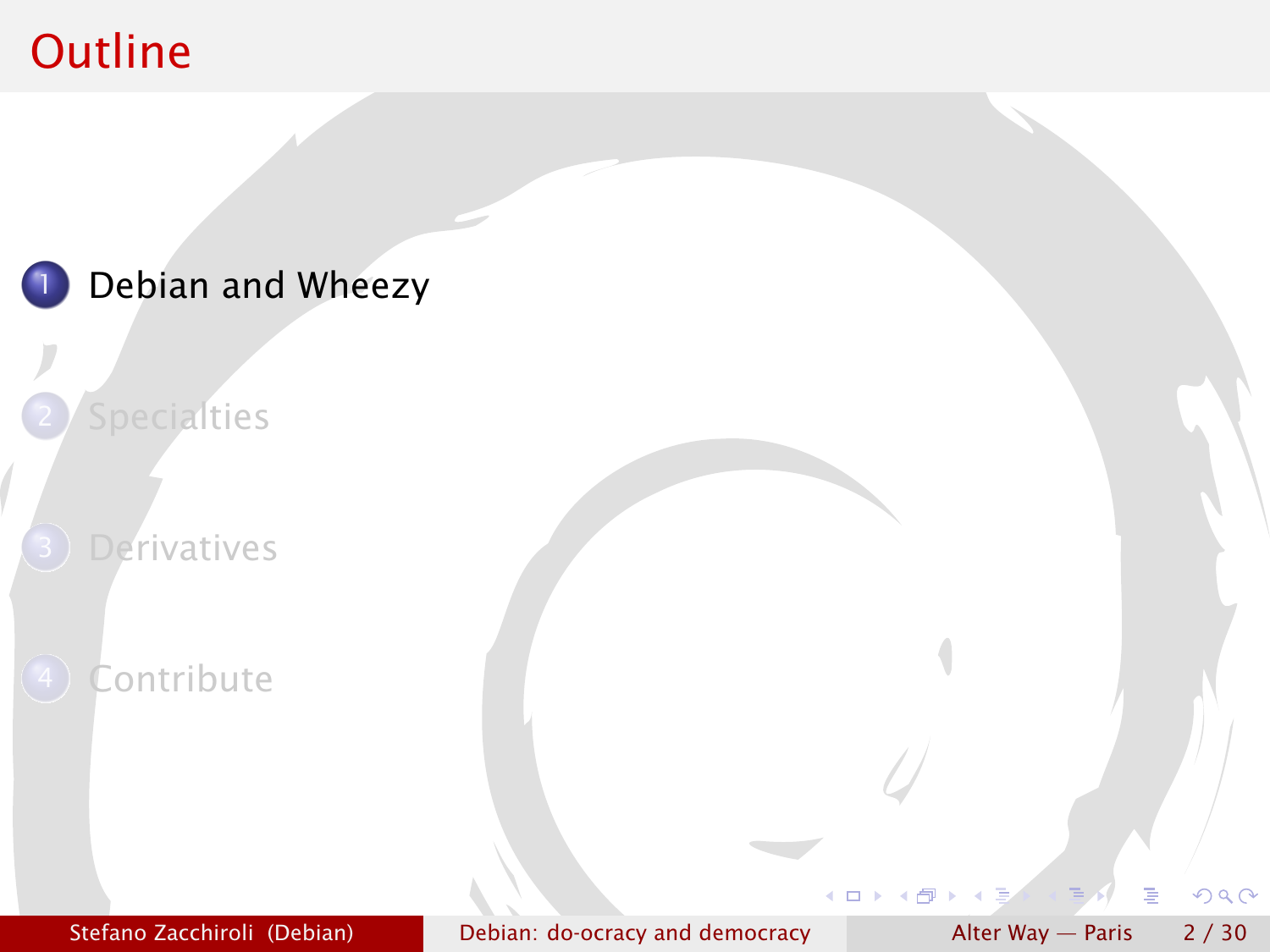# Outline

1. Debian and Wheezy
2. Specialties
3. Derivatives
4. Contribute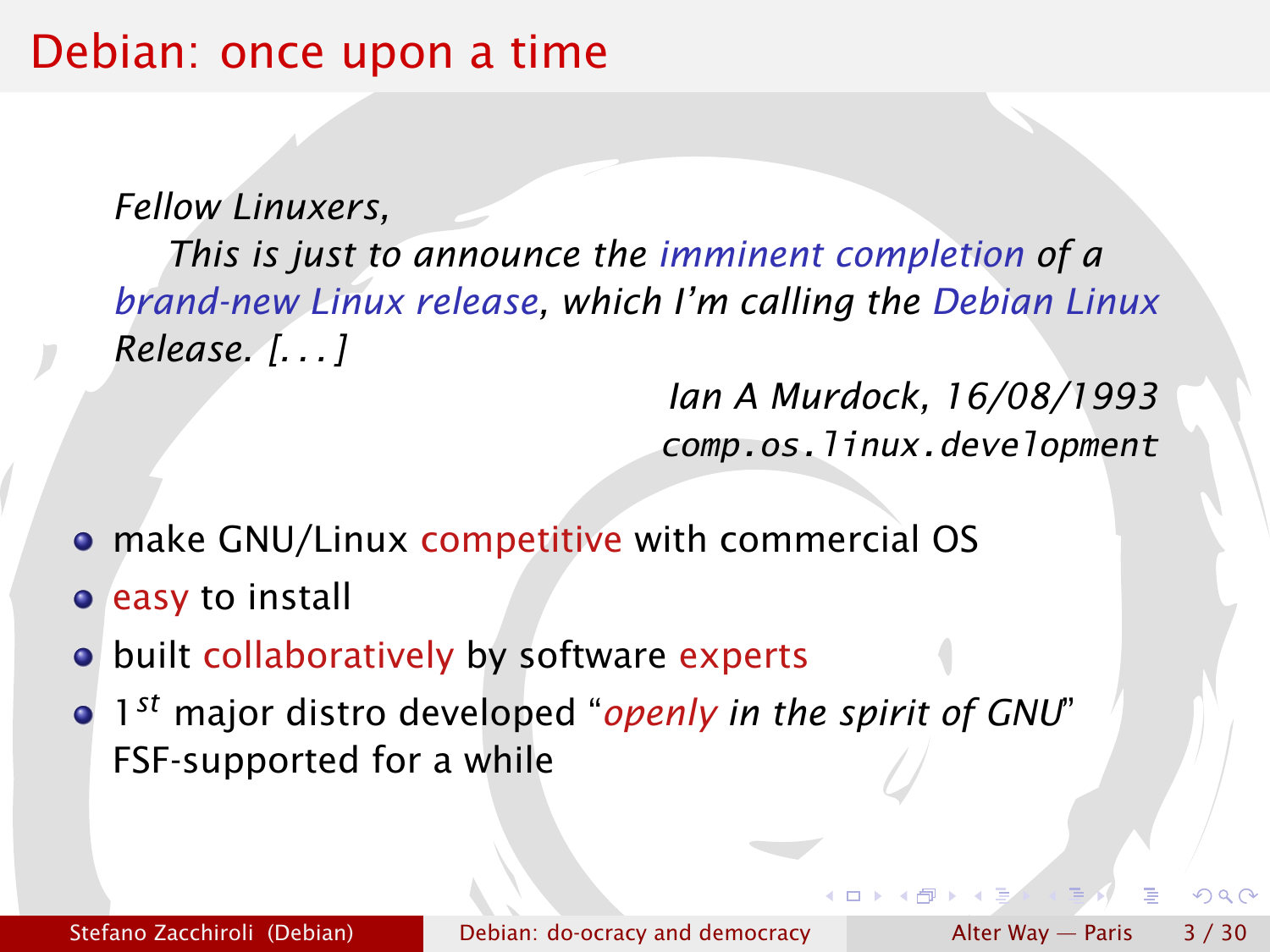# Debian: once upon a time

> *Fellow Linuxers,*
>
> *This is just to announce the imminent completion of a brand-new Linux release, which I'm calling the Debian Linux Release. [. . . ]*
>
> *Ian A Murdock, 16/08/1993*
> *comp.os.linux.development*

- make GNU/Linux competitive with commercial OS
- easy to install
- built collaboratively by software experts
- 1$^{st}$ major distro developed "*openly in the spirit of GNU*"
  FSF-supported for a while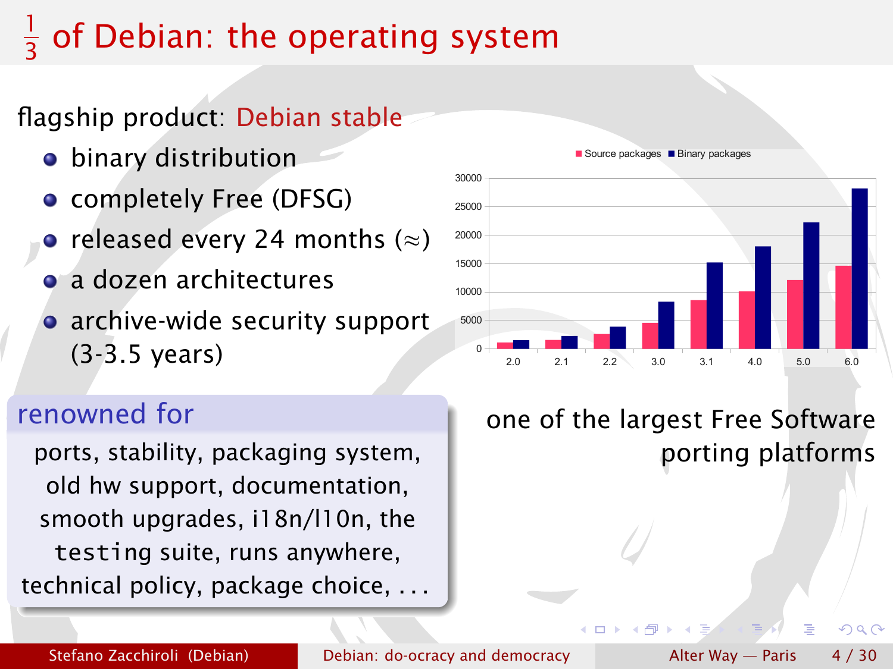# $\frac{1}{3}$ of Debian: the operating system

flagship product: Debian stable

- binary distribution
- completely Free (DFSG)
- released every 24 months ($\approx$)
- a dozen architectures
- archive-wide security support (3-3.5 years)

**renowned for**

ports, stability, packaging system, old hw support, documentation, smooth upgrades, i18n/l10n, the testing suite, runs anywhere, technical policy, package choice, ...

one of the largest Free Software porting platforms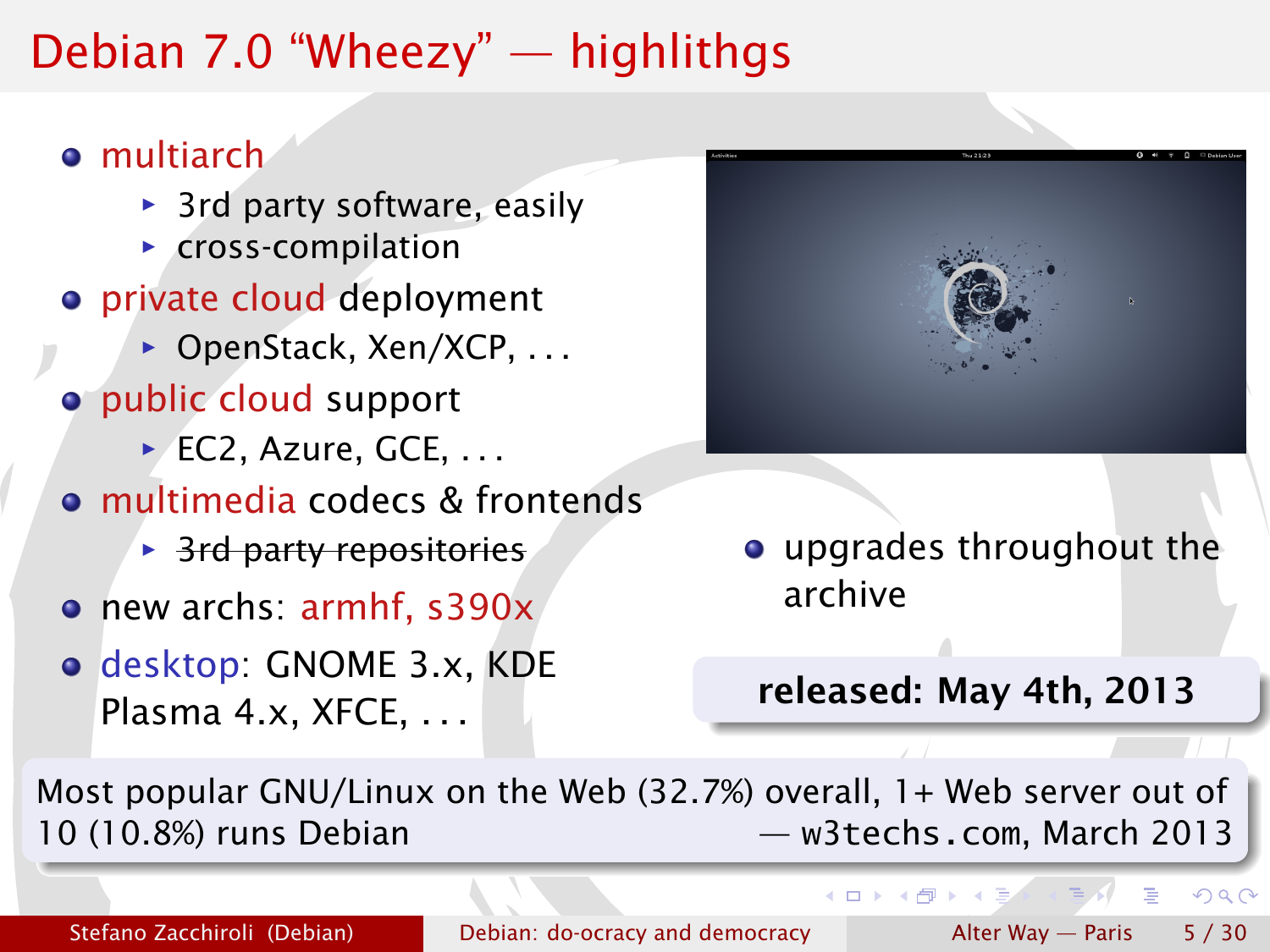# Debian 7.0 “Wheezy” — highlithgs

- multiarch
  - 3rd party software, easily
  - cross-compilation
- private cloud deployment
  - OpenStack, Xen/XCP, . . .
- public cloud support
  - EC2, Azure, GCE, . . .
- multimedia codecs & frontends
  - ~~3rd party repositories~~
- new archs: armhf, s390x
- desktop: GNOME 3.x, KDE Plasma 4.x, XFCE, . . .

- upgrades throughout the archive

**released: May 4th, 2013**

Most popular GNU/Linux on the Web (32.7%) overall, 1+ Web server out of 10 (10.8%) runs Debian — `w3techs.com`, March 2013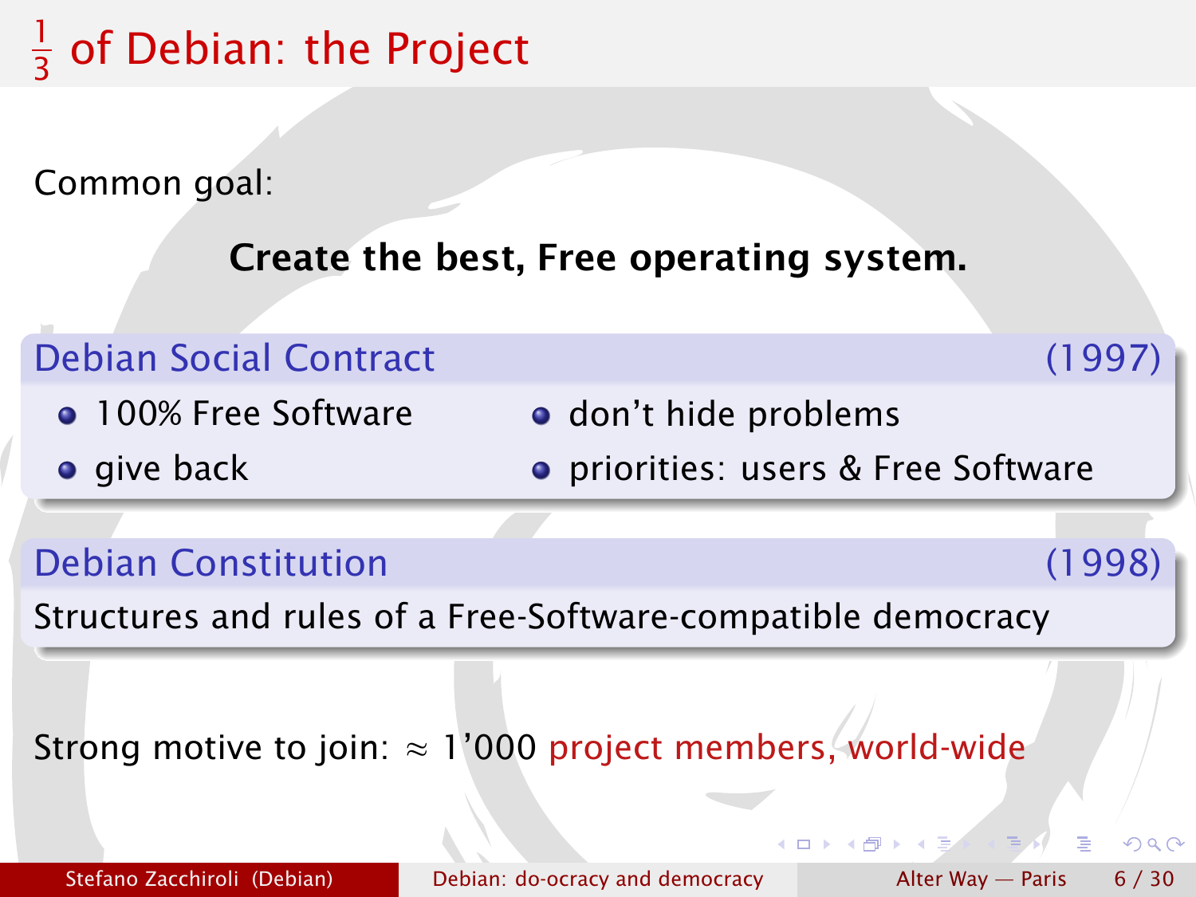# $\frac{1}{3}$ of Debian: the Project

Common goal:

**Create the best, Free operating system.**

### Debian Social Contract (1997)

- 100% Free Software
- give back
- don't hide problems
- priorities: users & Free Software

### Debian Constitution (1998)

Structures and rules of a Free-Software-compatible democracy

Strong motive to join: $\approx$ 1'000 project members, world-wide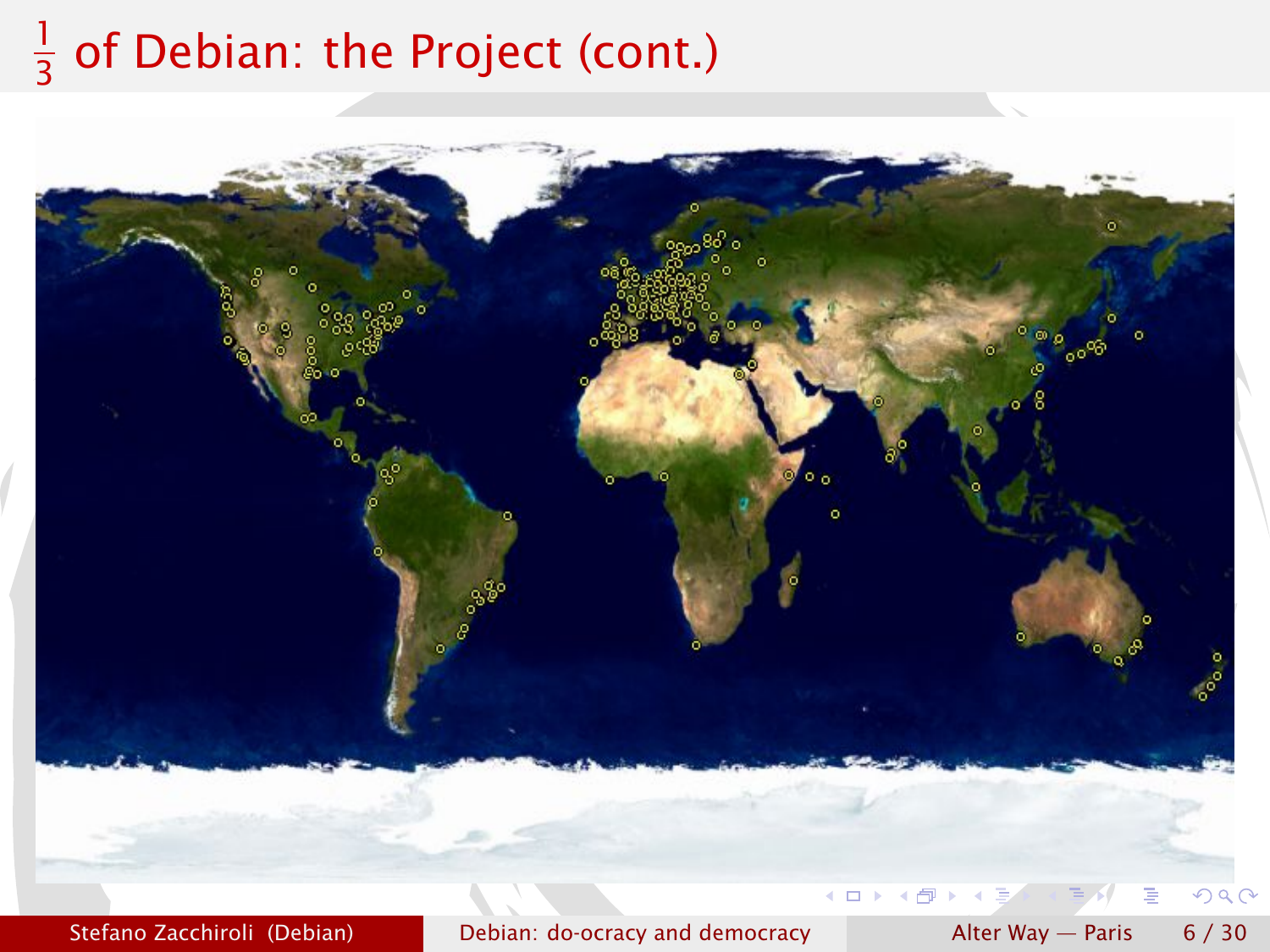# $\frac{1}{3}$ of Debian: the Project (cont.)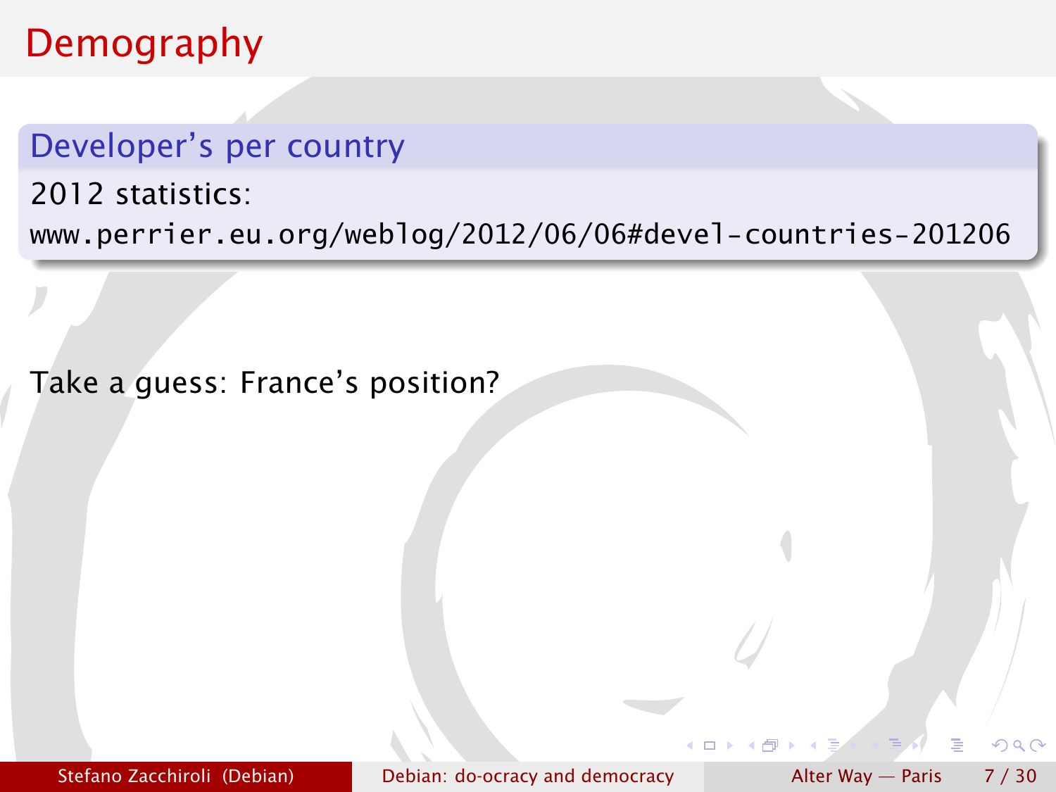# Demography

## Developer's per country

2012 statistics:

`www.perrier.eu.org/weblog/2012/06/06#devel-countries-201206`

Take a guess: France's position?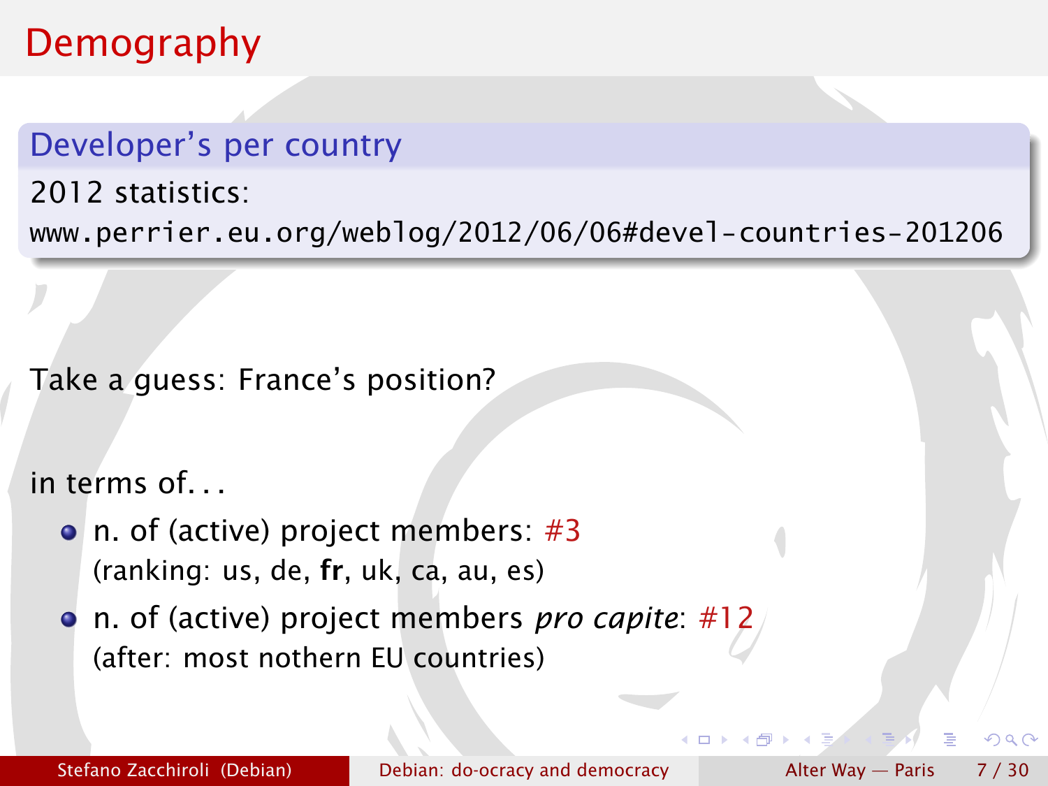# Demography

## Developer's per country

2012 statistics:

www.perrier.eu.org/weblog/2012/06/06#devel-countries-201206

Take a guess: France's position?

in terms of...

- n. of (active) project members: #3
  (ranking: us, de, **fr**, uk, ca, au, es)
- n. of (active) project members *pro capite*: #12
  (after: most nothern EU countries)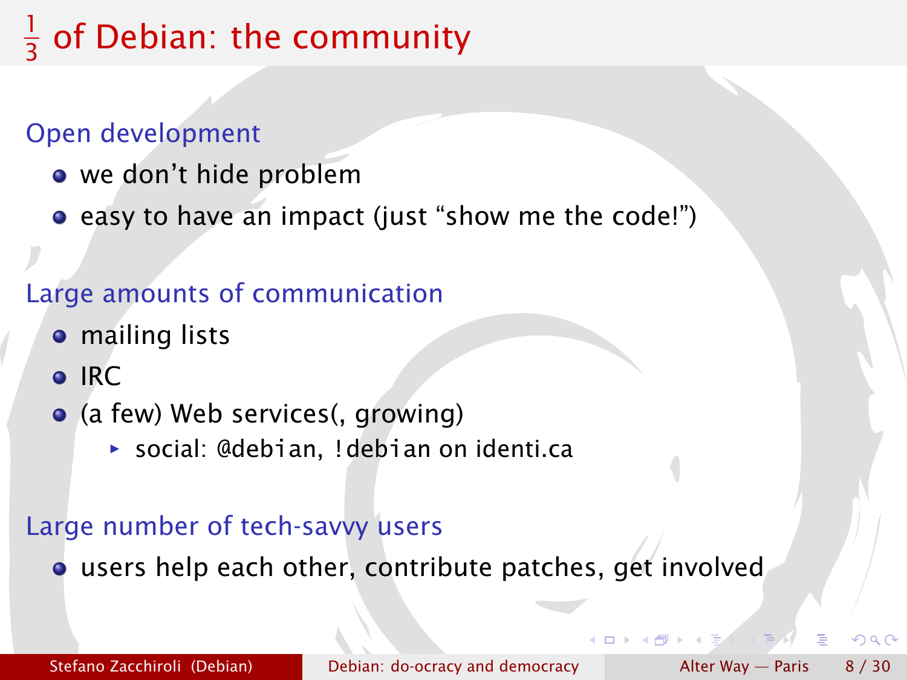# $\frac{1}{3}$ of Debian: the community

## Open development

- we don't hide problem
- easy to have an impact (just "show me the code!")

## Large amounts of communication

- mailing lists
- IRC
- (a few) Web services(, growing)
  - social: `@debian`, `!debian` on identi.ca

## Large number of tech-savvy users

- users help each other, contribute patches, get involved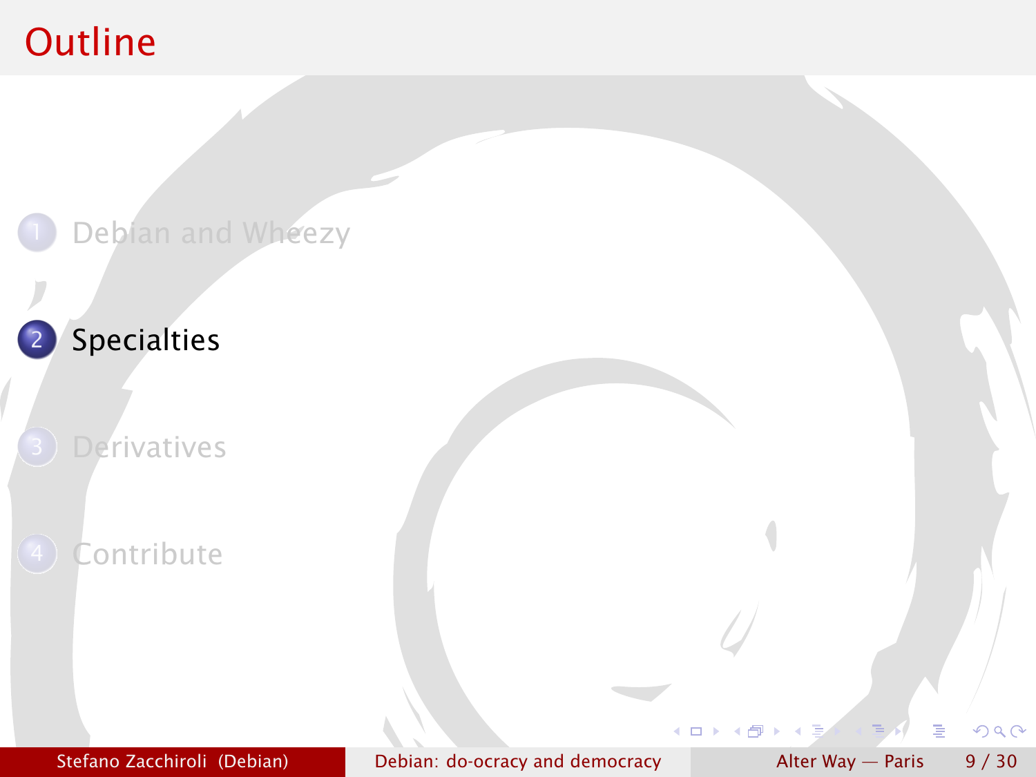# Outline

1. Debian and Wheezy
2. Specialties
3. Derivatives
4. Contribute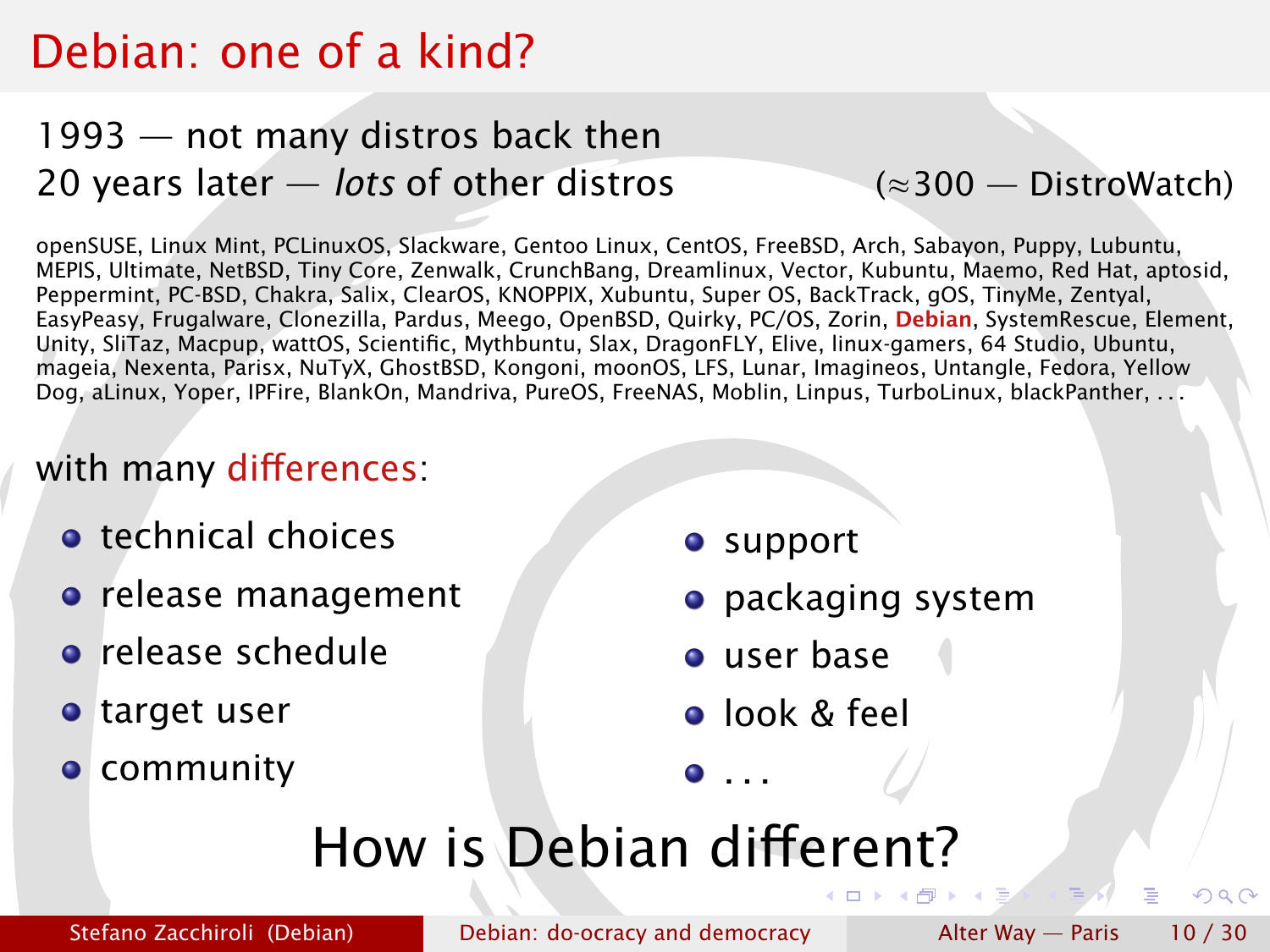# Debian: one of a kind?

1993 — not many distros back then

20 years later — *lots* of other distros (≈300 — DistroWatch)

openSUSE, Linux Mint, PCLinuxOS, Slackware, Gentoo Linux, CentOS, FreeBSD, Arch, Sabayon, Puppy, Lubuntu, MEPIS, Ultimate, NetBSD, Tiny Core, Zenwalk, CrunchBang, Dreamlinux, Vector, Kubuntu, Maemo, Red Hat, aptosid, Peppermint, PC-BSD, Chakra, Salix, ClearOS, KNOPPIX, Xubuntu, Super OS, BackTrack, gOS, TinyMe, Zentyal, EasyPeasy, Frugalware, Clonezilla, Pardus, Meego, OpenBSD, Quirky, PC/OS, Zorin, **Debian**, SystemRescue, Element, Unity, SliTaz, Macpup, wattOS, Scientific, Mythbuntu, Slax, DragonFLY, Elive, linux-gamers, 64 Studio, Ubuntu, mageia, Nexenta, Parisx, NuTyX, GhostBSD, Kongoni, moonOS, LFS, Lunar, Imagineos, Untangle, Fedora, Yellow Dog, aLinux, Yoper, IPFire, BlankOn, Mandriva, PureOS, FreeNAS, Moblin, Linpus, TurboLinux, blackPanther, ...

with many differences:

- technical choices
- release management
- release schedule
- target user
- community
- support
- packaging system
- user base
- look & feel
- ...

## How is Debian different?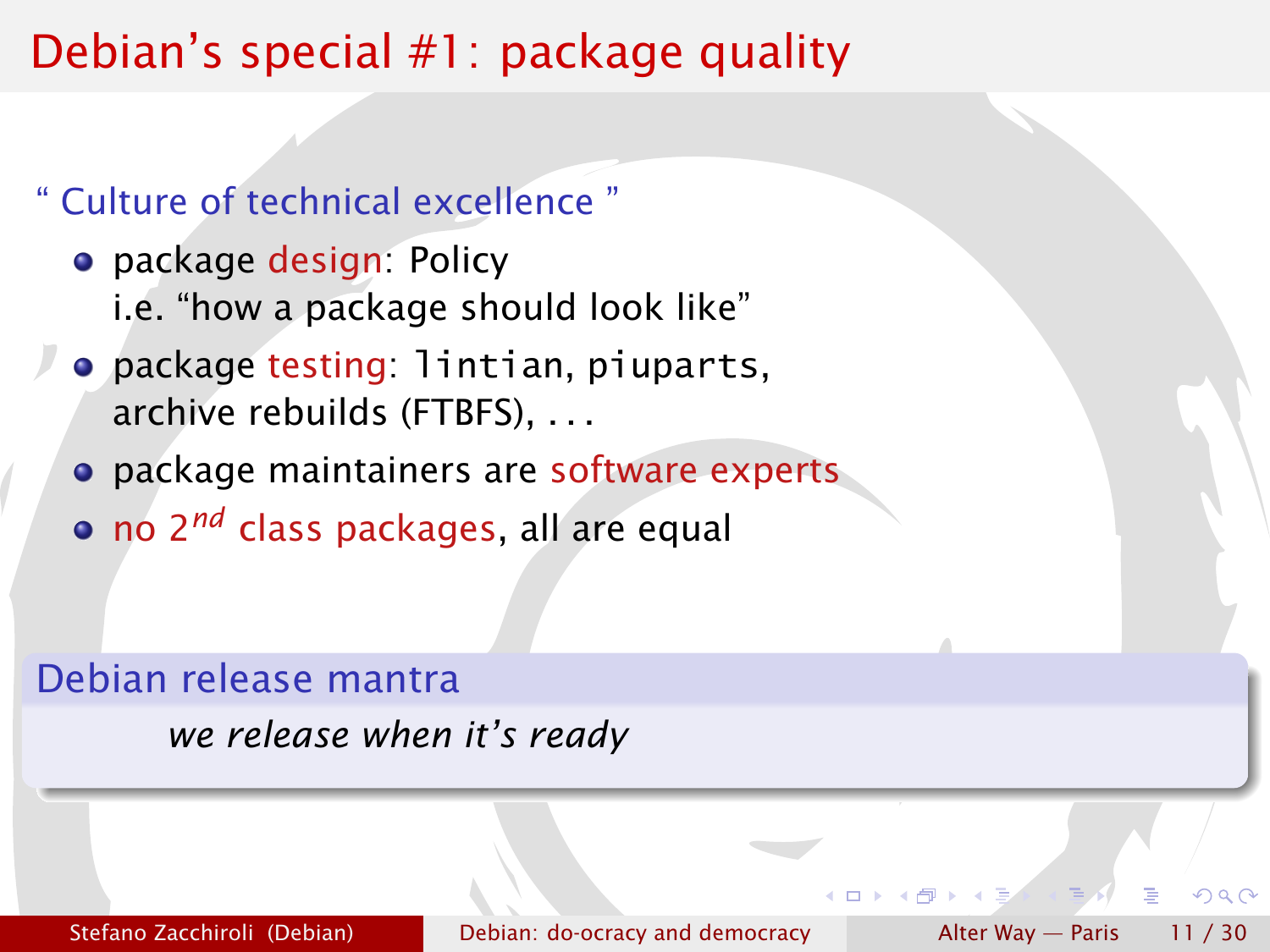# Debian's special #1: package quality

" Culture of technical excellence "

- package design: Policy
  i.e. "how a package should look like"
- package testing: `lintian`, `piuparts`, archive rebuilds (FTBFS), ...
- package maintainers are software experts
- no $2^{nd}$ class packages, all are equal

**Debian release mantra**

*we release when it's ready*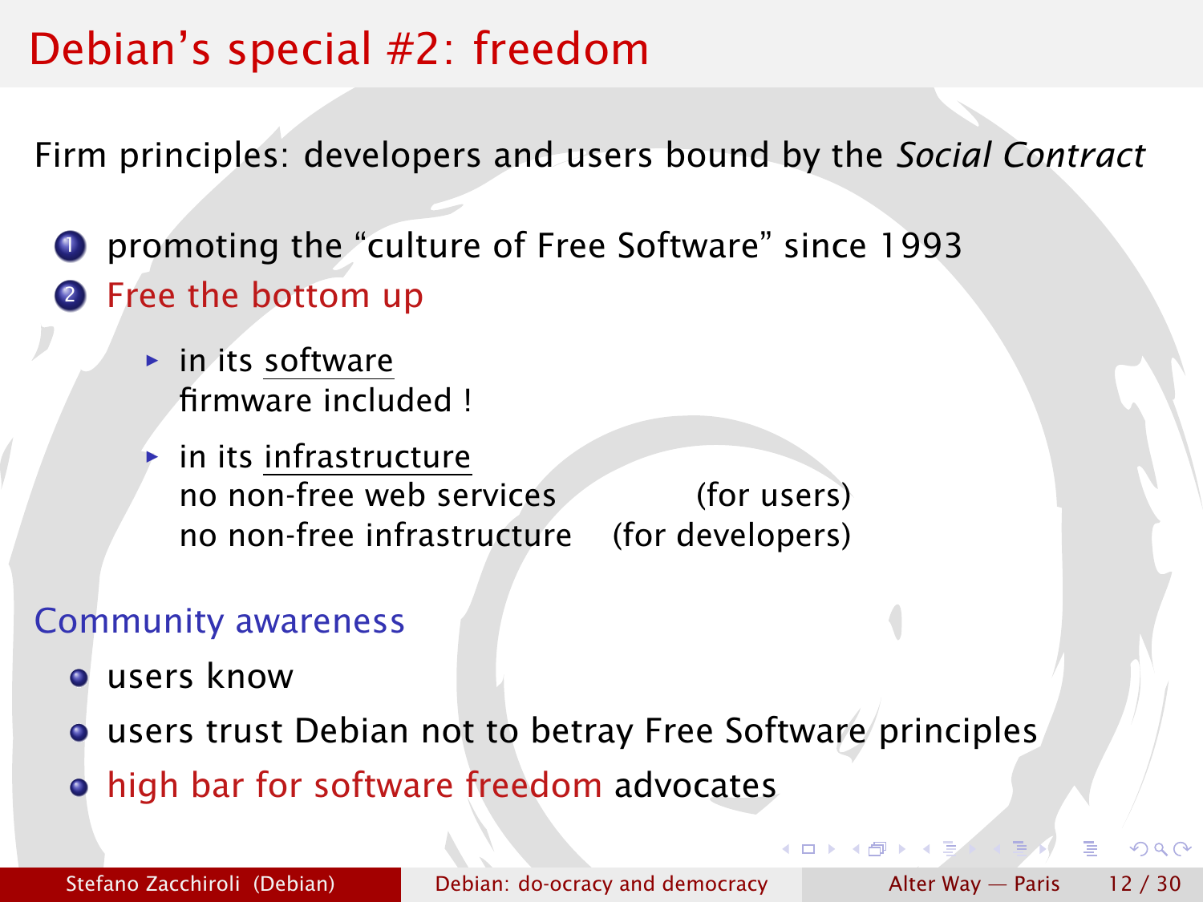# Debian's special #2: freedom

Firm principles: developers and users bound by the *Social Contract*

1. promoting the "culture of Free Software" since 1993
2. Free the bottom up
   - in its software
     firmware included !
   - in its infrastructure
     no non-free web services (for users)
     no non-free infrastructure (for developers)

## Community awareness

- users know
- users trust Debian not to betray Free Software principles
- high bar for software freedom advocates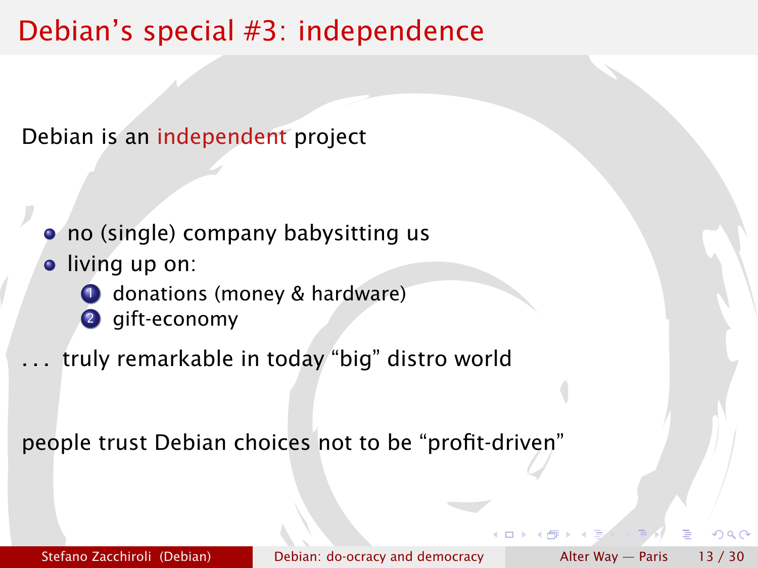# Debian's special #3: independence

Debian is an independent project

- no (single) company babysitting us
- living up on:
  1. donations (money & hardware)
  2. gift-economy

. . . truly remarkable in today "big" distro world

people trust Debian choices not to be "profit-driven"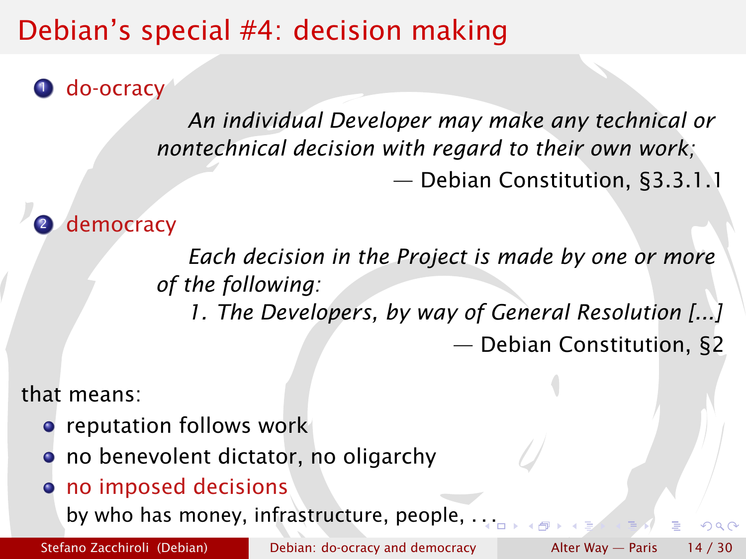# Debian's special #4: decision making

1. do-ocracy

   > *An individual Developer may make any technical or nontechnical decision with regard to their own work;*
   >
   > — Debian Constitution, §3.3.1.1

2. democracy

   > *Each decision in the Project is made by one or more of the following:*
   >
   > *1. The Developers, by way of General Resolution [...]*
   >
   > — Debian Constitution, §2

that means:

- reputation follows work
- no benevolent dictator, no oligarchy
- no imposed decisions
  by who has money, infrastructure, people, . . .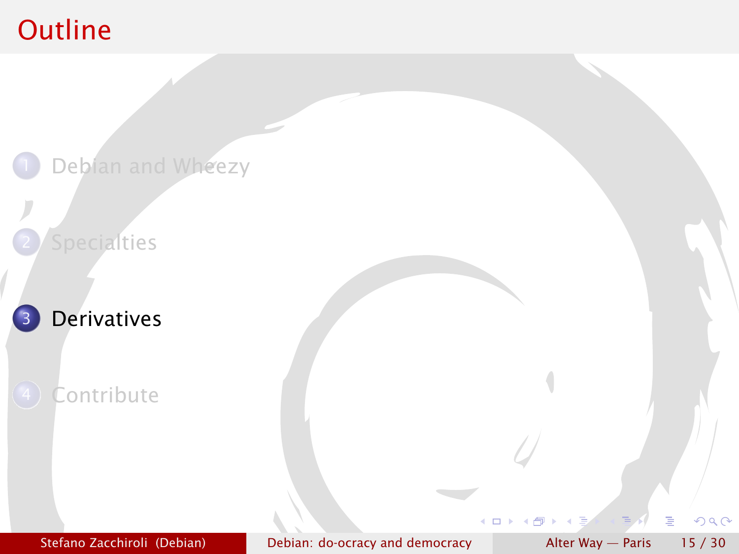# Outline

1. Debian and Wheezy
2. Specialties
3. **Derivatives**
4. Contribute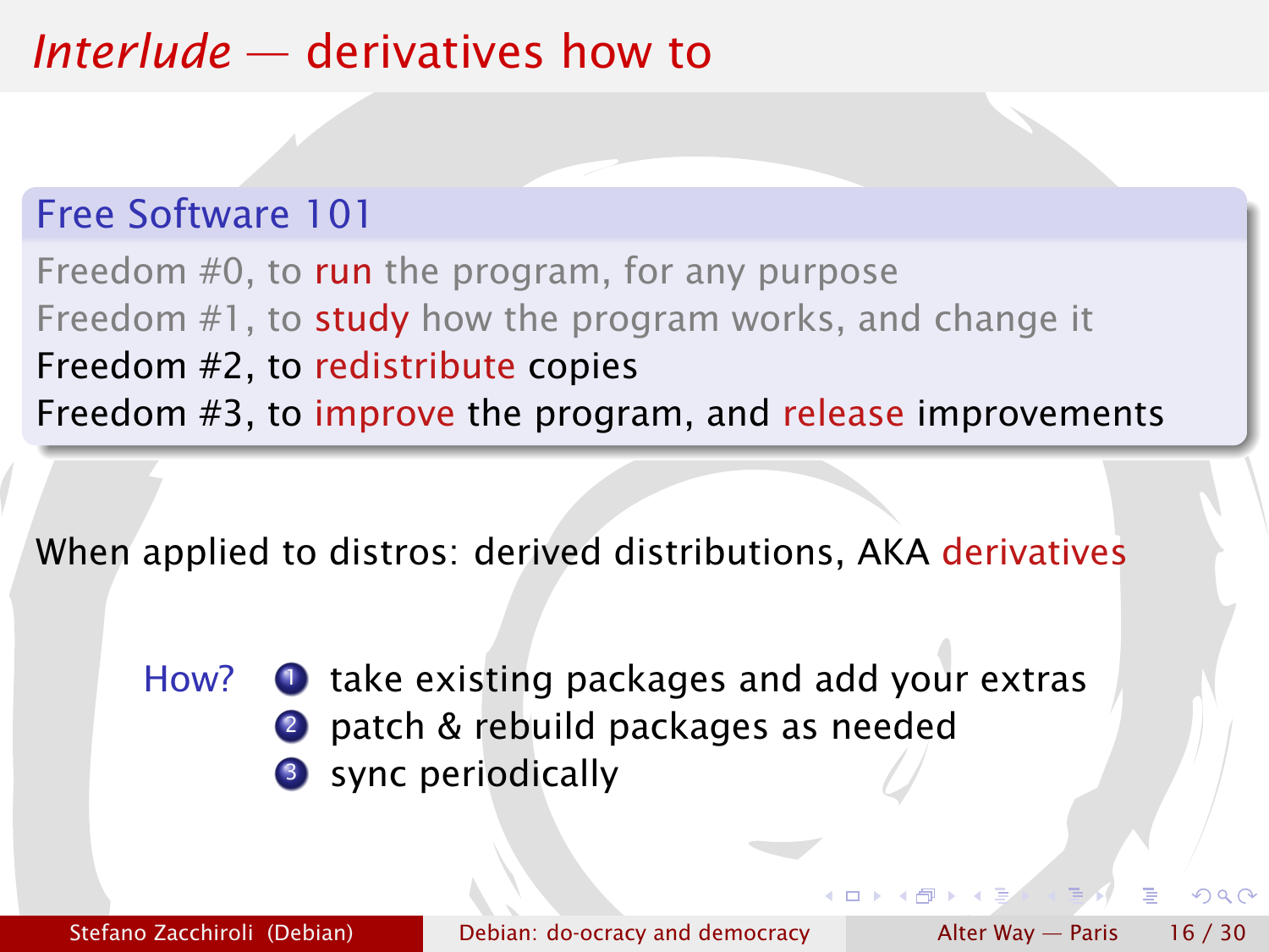# *Interlude* — derivatives how to

## Free Software 101

Freedom #0, to run the program, for any purpose
Freedom #1, to study how the program works, and change it
Freedom #2, to redistribute copies
Freedom #3, to improve the program, and release improvements

When applied to distros: derived distributions, AKA derivatives

How?

1. take existing packages and add your extras
2. patch & rebuild packages as needed
3. sync periodically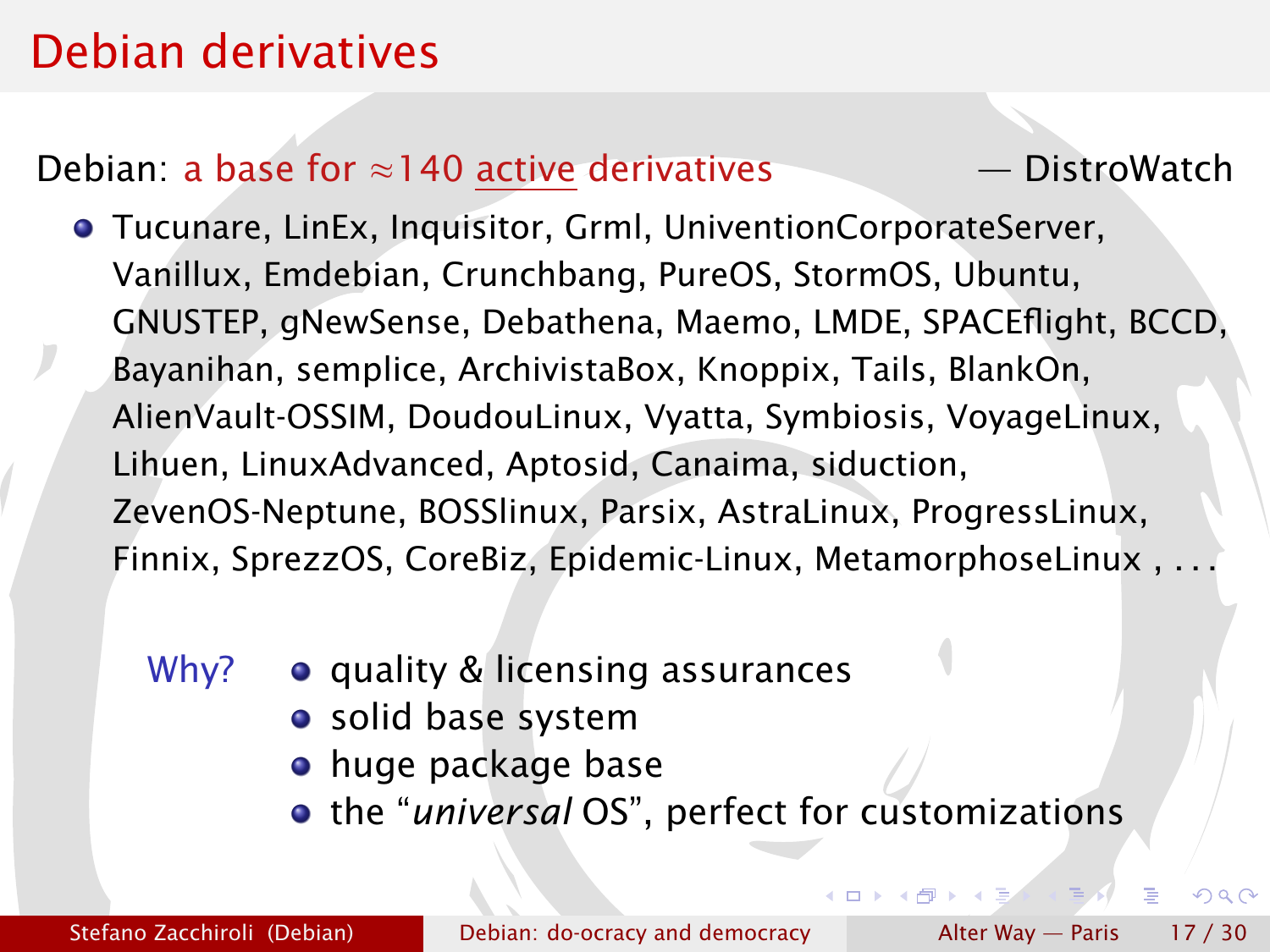# Debian derivatives

Debian: a base for ≈140 active derivatives — DistroWatch

- Tucunare, LinEx, Inquisitor, Grml, UniventionCorporateServer, Vanillux, Emdebian, Crunchbang, PureOS, StormOS, Ubuntu, GNUSTEP, gNewSense, Debathena, Maemo, LMDE, SPACEflight, BCCD, Bayanihan, semplice, ArchivistaBox, Knoppix, Tails, BlankOn, AlienVault-OSSIM, DoudouLinux, Vyatta, Symbiosis, VoyageLinux, Lihuen, LinuxAdvanced, Aptosid, Canaima, siduction, ZevenOS-Neptune, BOSSlinux, Parsix, AstraLinux, ProgressLinux, Finnix, SprezzOS, CoreBiz, Epidemic-Linux, MetamorphoseLinux , . . .

Why?

- quality & licensing assurances
- solid base system
- huge package base
- the "*universal* OS", perfect for customizations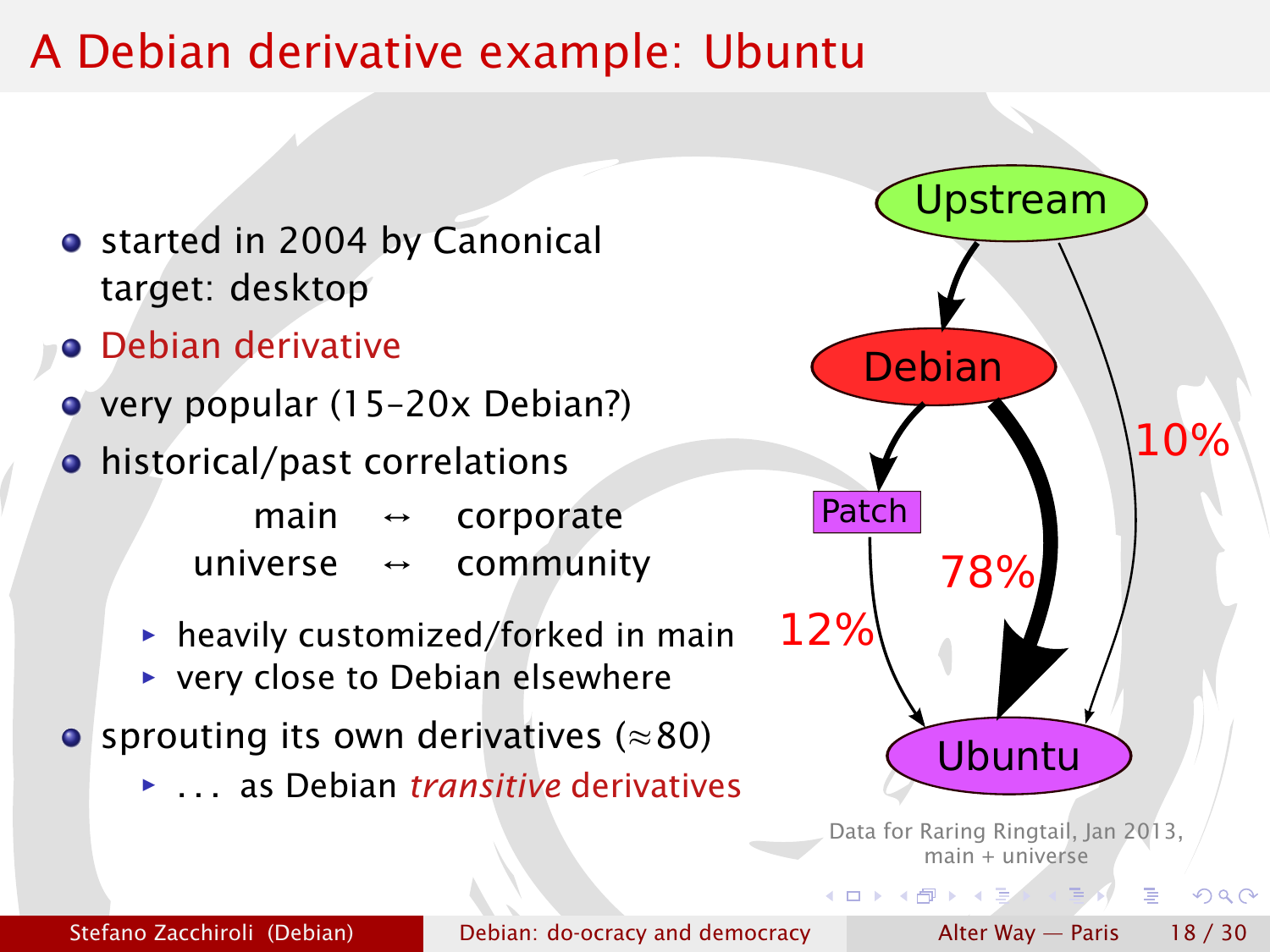# A Debian derivative example: Ubuntu

- started in 2004 by Canonical
  target: desktop
- Debian derivative
- very popular (15–20x Debian?)
- historical/past correlations

| | | |
|---|---|---|
| main | ↔ | corporate |
| universe | ↔ | community |

  - heavily customized/forked in main
  - very close to Debian elsewhere
- sprouting its own derivatives (≈80)
  - . . . as Debian *transitive* derivatives

Upstream → Debian; Upstream → Ubuntu: 10%; Debian → Ubuntu: 78%; Debian → Patch → Ubuntu: 12%

Data for Raring Ringtail, Jan 2013, main + universe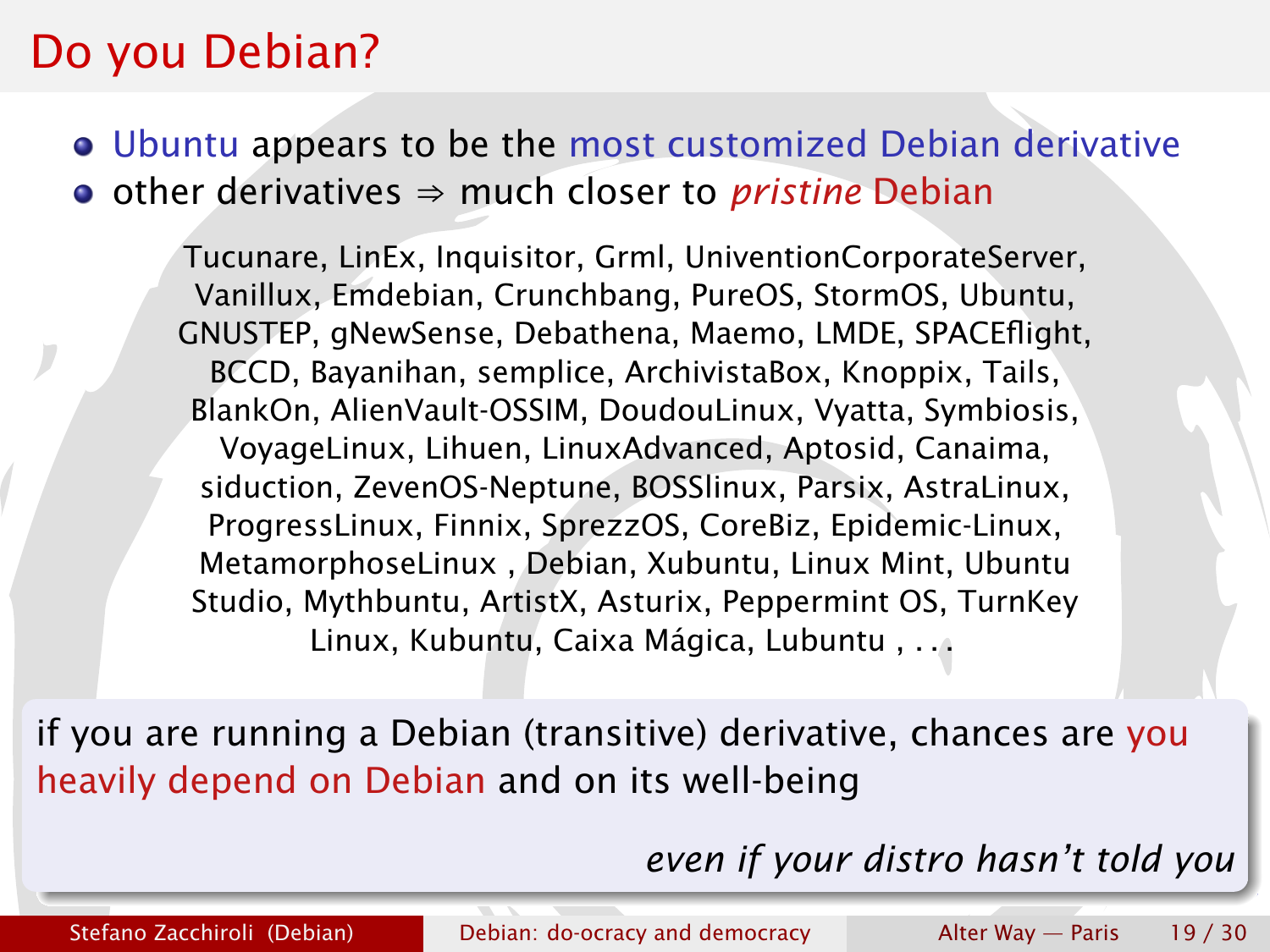# Do you Debian?

- Ubuntu appears to be the most customized Debian derivative
- other derivatives ⇒ much closer to *pristine* Debian

Tucunare, LinEx, Inquisitor, Grml, UniventionCorporateServer, Vanillux, Emdebian, Crunchbang, PureOS, StormOS, Ubuntu, GNUSTEP, gNewSense, Debathena, Maemo, LMDE, SPACEflight, BCCD, Bayanihan, semplice, ArchivistaBox, Knoppix, Tails, BlankOn, AlienVault-OSSIM, DoudouLinux, Vyatta, Symbiosis, VoyageLinux, Lihuen, LinuxAdvanced, Aptosid, Canaima, siduction, ZevenOS-Neptune, BOSSlinux, Parsix, AstraLinux, ProgressLinux, Finnix, SprezzOS, CoreBiz, Epidemic-Linux, MetamorphoseLinux , Debian, Xubuntu, Linux Mint, Ubuntu Studio, Mythbuntu, ArtistX, Asturix, Peppermint OS, TurnKey Linux, Kubuntu, Caixa Mágica, Lubuntu , . . .

if you are running a Debian (transitive) derivative, chances are you heavily depend on Debian and on its well-being

*even if your distro hasn't told you*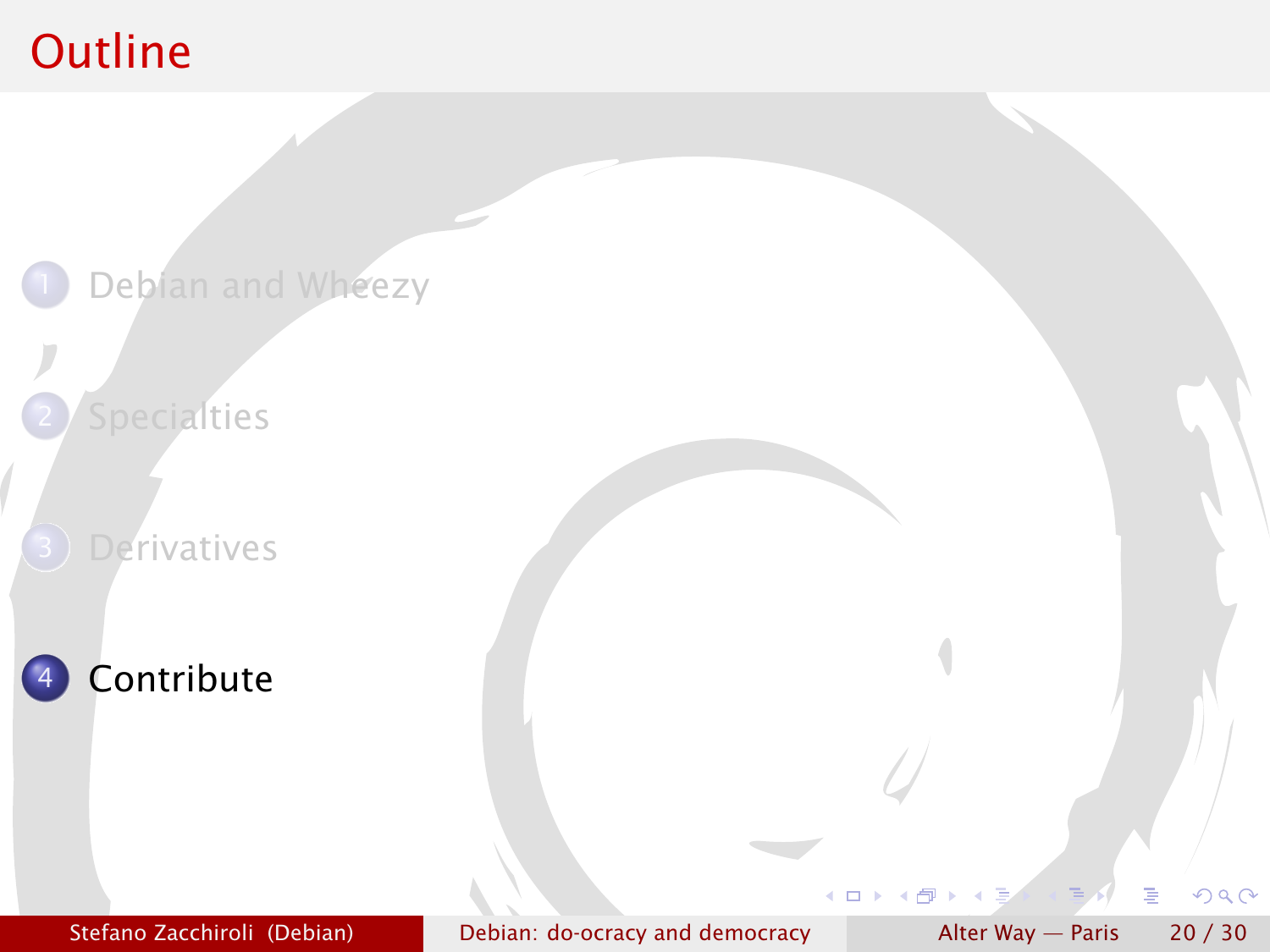# Outline

1. Debian and Wheezy
2. Specialties
3. Derivatives
4. **Contribute**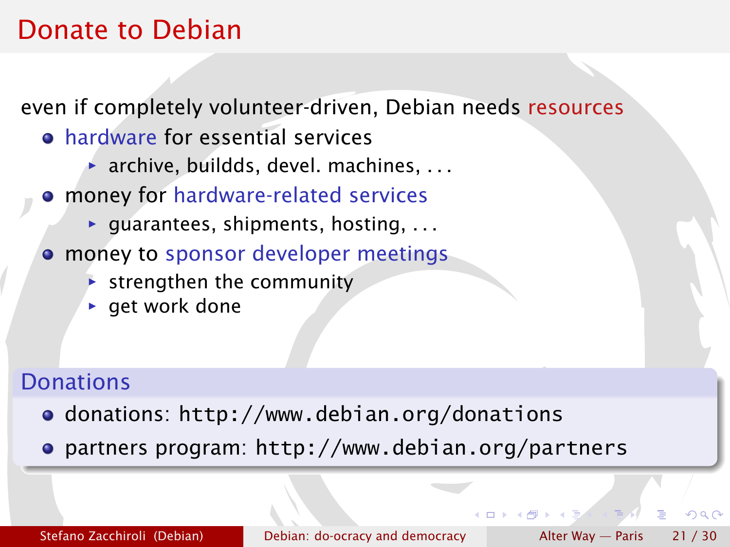# Donate to Debian

even if completely volunteer-driven, Debian needs resources

- hardware for essential services
  - archive, buildds, devel. machines, . . .
- money for hardware-related services
  - guarantees, shipments, hosting, . . .
- money to sponsor developer meetings
  - strengthen the community
  - get work done

## Donations

- donations: `http://www.debian.org/donations`
- partners program: `http://www.debian.org/partners`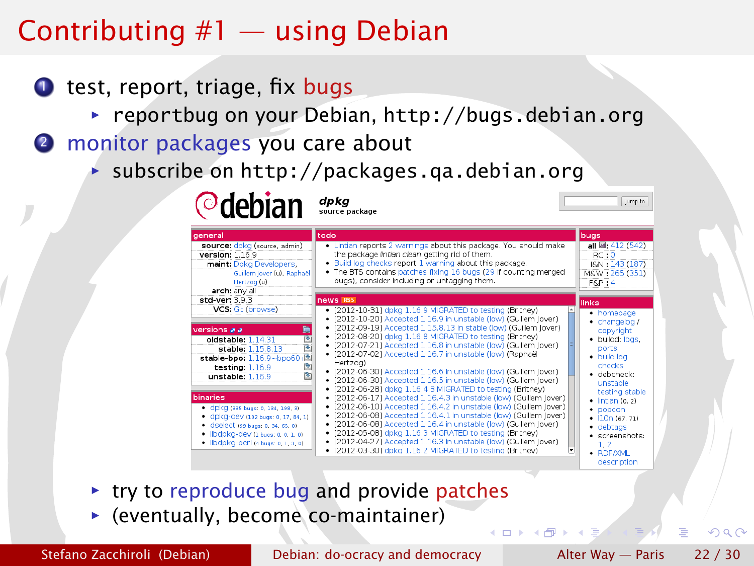# Contributing #1 — using Debian

1. test, report, triage, fix bugs
   - reportbug on your Debian, http://bugs.debian.org
2. monitor packages you care about
   - subscribe on http://packages.qa.debian.org

     - try to reproduce bug and provide patches
     - (eventually, become co-maintainer)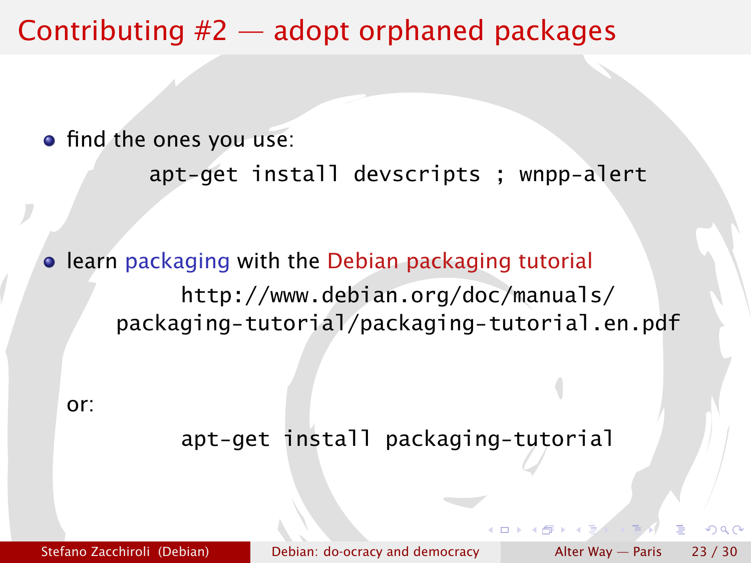# Contributing #2 — adopt orphaned packages

- find the ones you use:

  ```
  apt-get install devscripts ; wnpp-alert
  ```

- learn packaging with the Debian packaging tutorial

  ```
  http://www.debian.org/doc/manuals/
  packaging-tutorial/packaging-tutorial.en.pdf
  ```

  or:

  ```
  apt-get install packaging-tutorial
  ```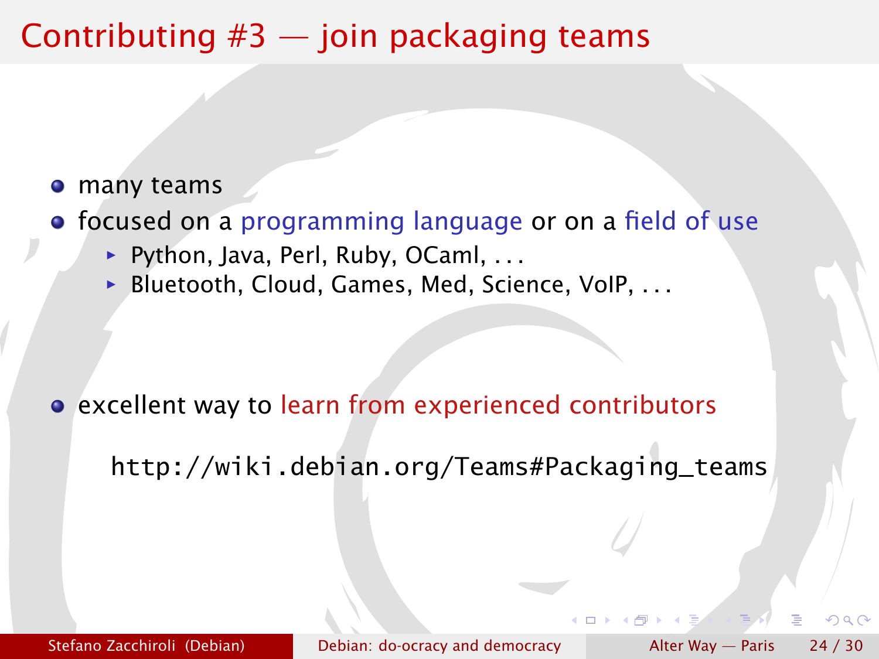# Contributing #3 — join packaging teams

- many teams
- focused on a programming language or on a field of use
  - Python, Java, Perl, Ruby, OCaml, . . .
  - Bluetooth, Cloud, Games, Med, Science, VoIP, . . .

- excellent way to learn from experienced contributors

  http://wiki.debian.org/Teams#Packaging_teams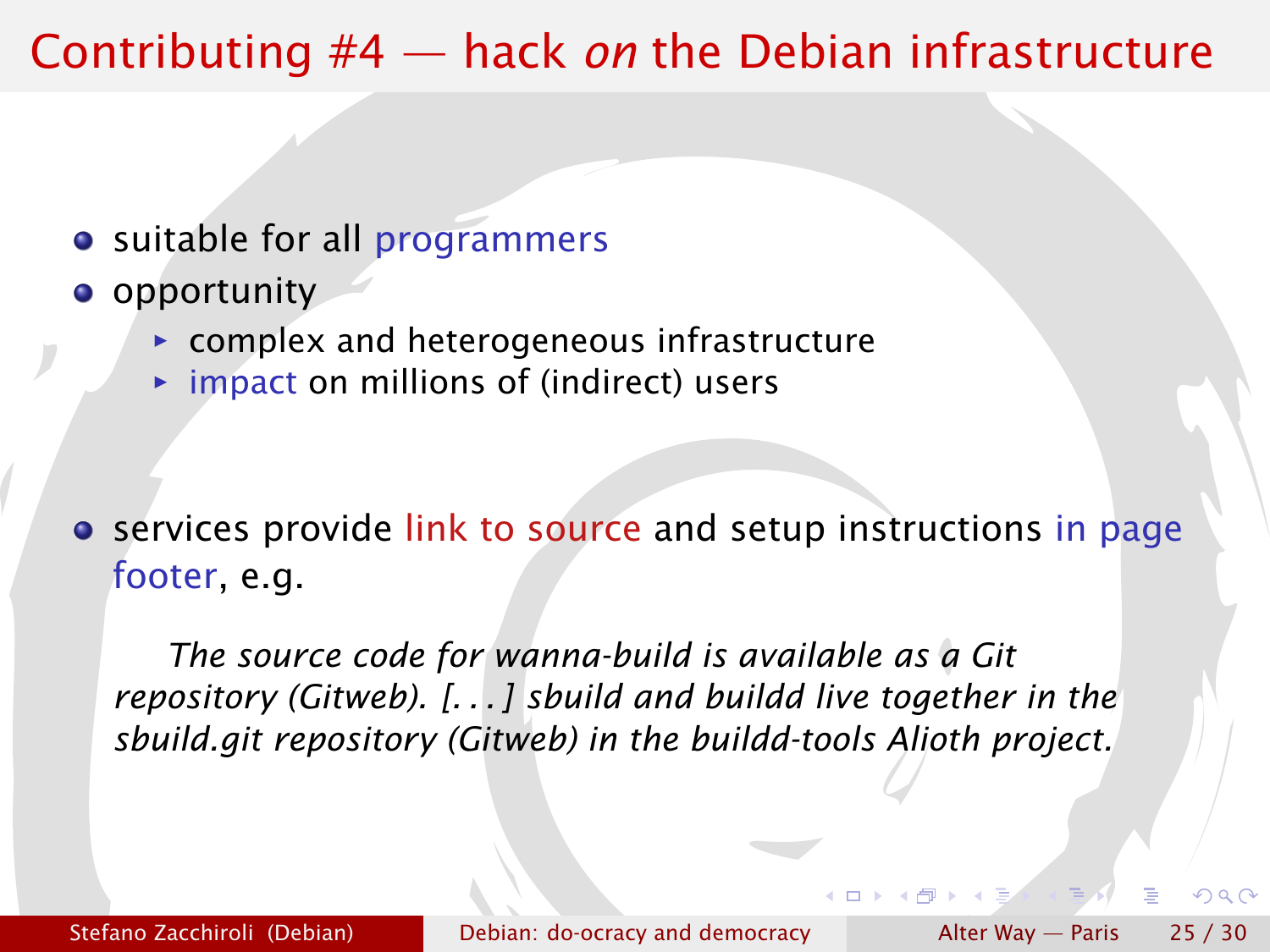# Contributing #4 — hack *on* the Debian infrastructure

- suitable for all programmers
- opportunity
  - complex and heterogeneous infrastructure
  - impact on millions of (indirect) users

- services provide link to source and setup instructions in page footer, e.g.

  *The source code for wanna-build is available as a Git repository (Gitweb). [. . . ] sbuild and buildd live together in the sbuild.git repository (Gitweb) in the buildd-tools Alioth project.*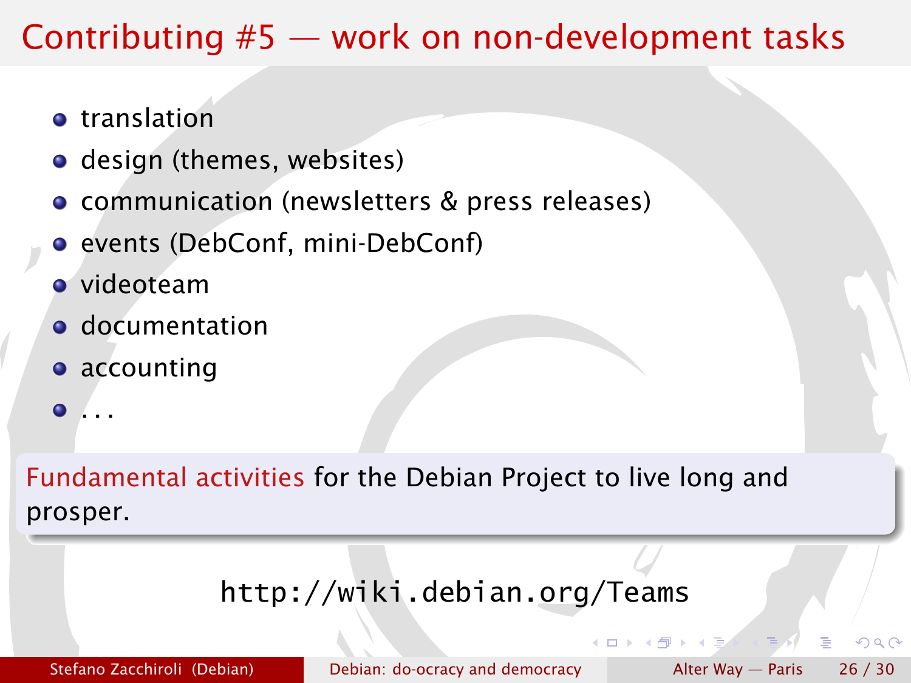# Contributing #5 — work on non-development tasks

- translation
- design (themes, websites)
- communication (newsletters & press releases)
- events (DebConf, mini-DebConf)
- videoteam
- documentation
- accounting
- ...

Fundamental activities for the Debian Project to live long and prosper.

http://wiki.debian.org/Teams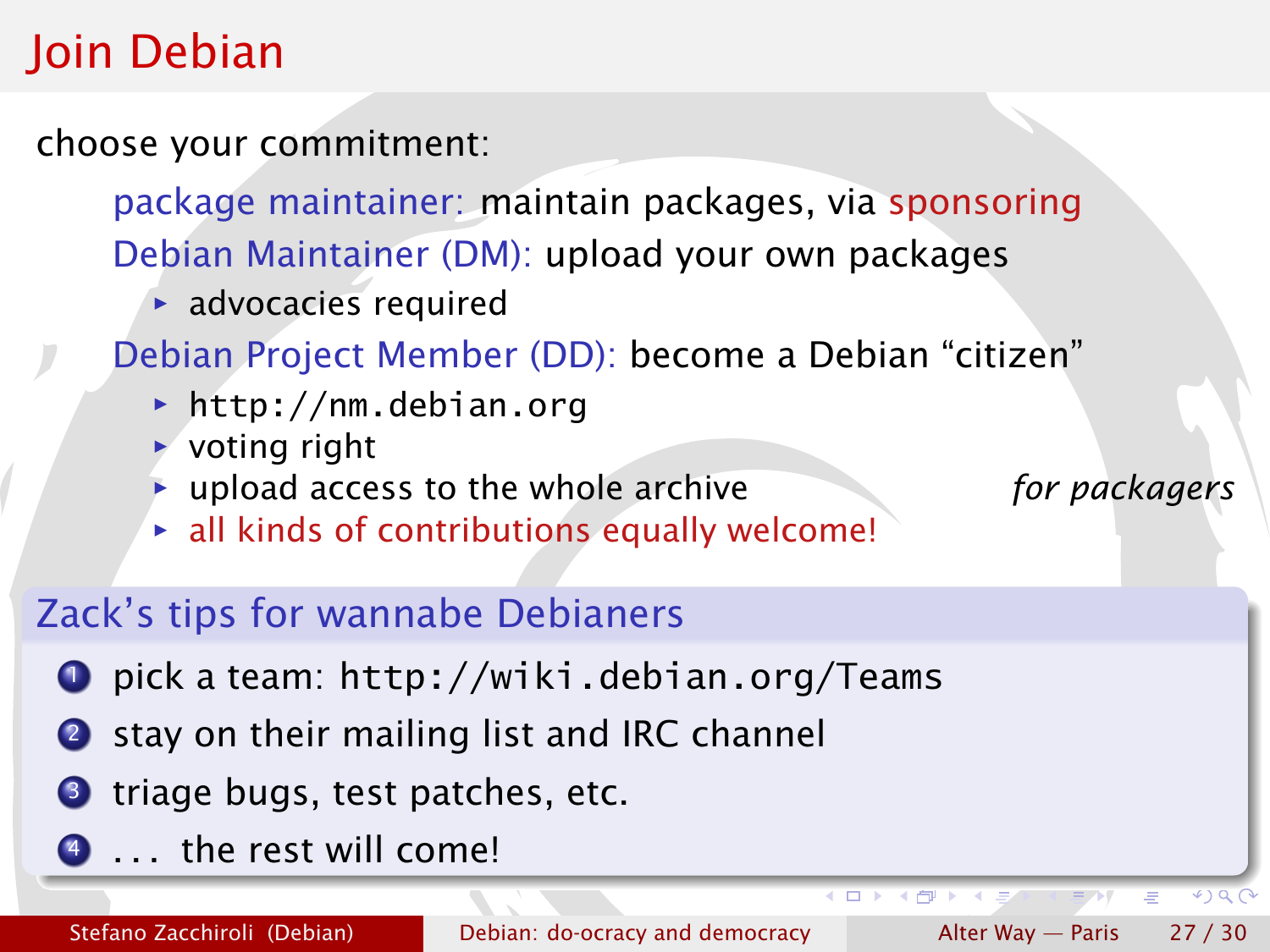# Join Debian

choose your commitment:

- **package maintainer:** maintain packages, via sponsoring
- **Debian Maintainer (DM):** upload your own packages
  - advocacies required
- **Debian Project Member (DD):** become a Debian “citizen”
  - `http://nm.debian.org`
  - voting right
  - upload access to the whole archive *for packagers*
  - all kinds of contributions equally welcome!

## Zack’s tips for wannabe Debianers

1. pick a team: `http://wiki.debian.org/Teams`
2. stay on their mailing list and IRC channel
3. triage bugs, test patches, etc.
4. . . . the rest will come!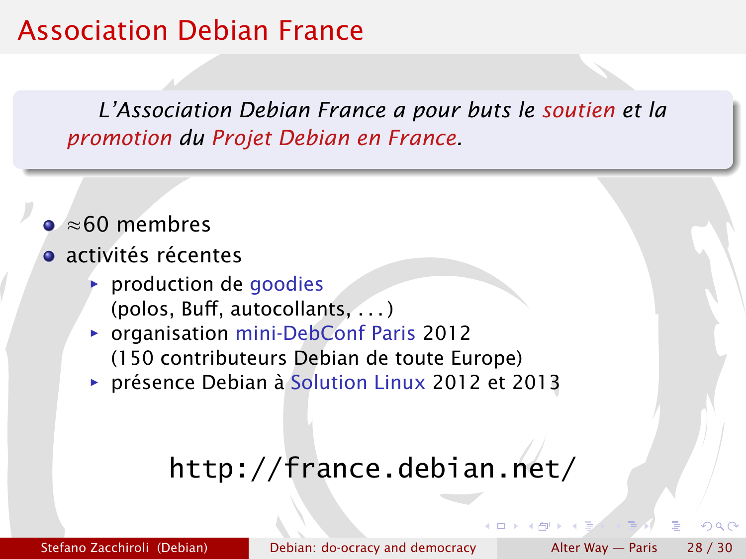# Association Debian France

> *L'Association Debian France a pour buts le soutien et la promotion du Projet Debian en France.*

- $\approx$60 membres
- activités récentes
  - production de goodies (polos, Buff, autocollants, . . . )
  - organisation mini-DebConf Paris 2012 (150 contributeurs Debian de toute Europe)
  - présence Debian à Solution Linux 2012 et 2013

http://france.debian.net/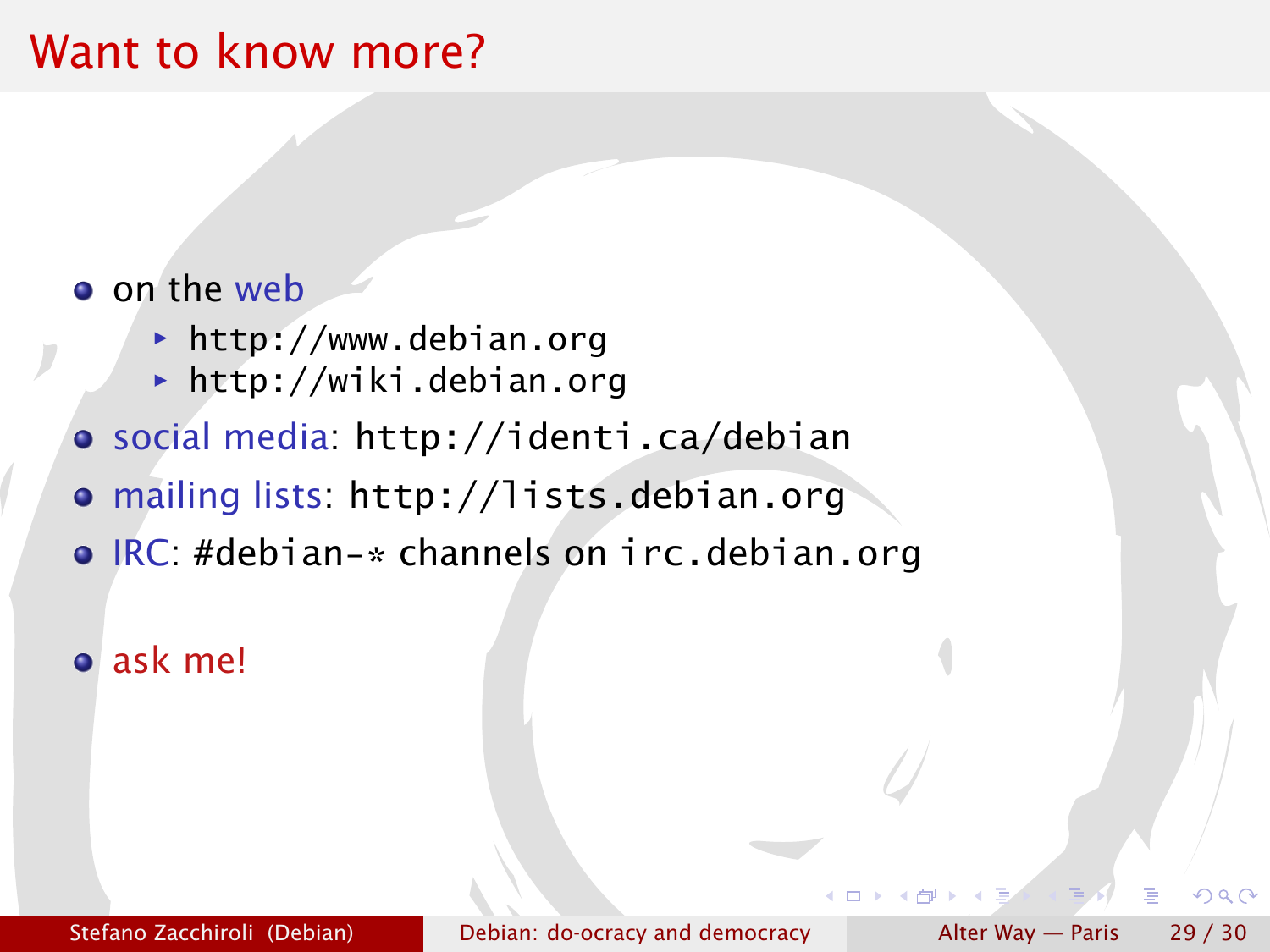# Want to know more?

- on the web
  - http://www.debian.org
  - http://wiki.debian.org
- social media: http://identi.ca/debian
- mailing lists: http://lists.debian.org
- IRC: #debian-* channels on irc.debian.org

- ask me!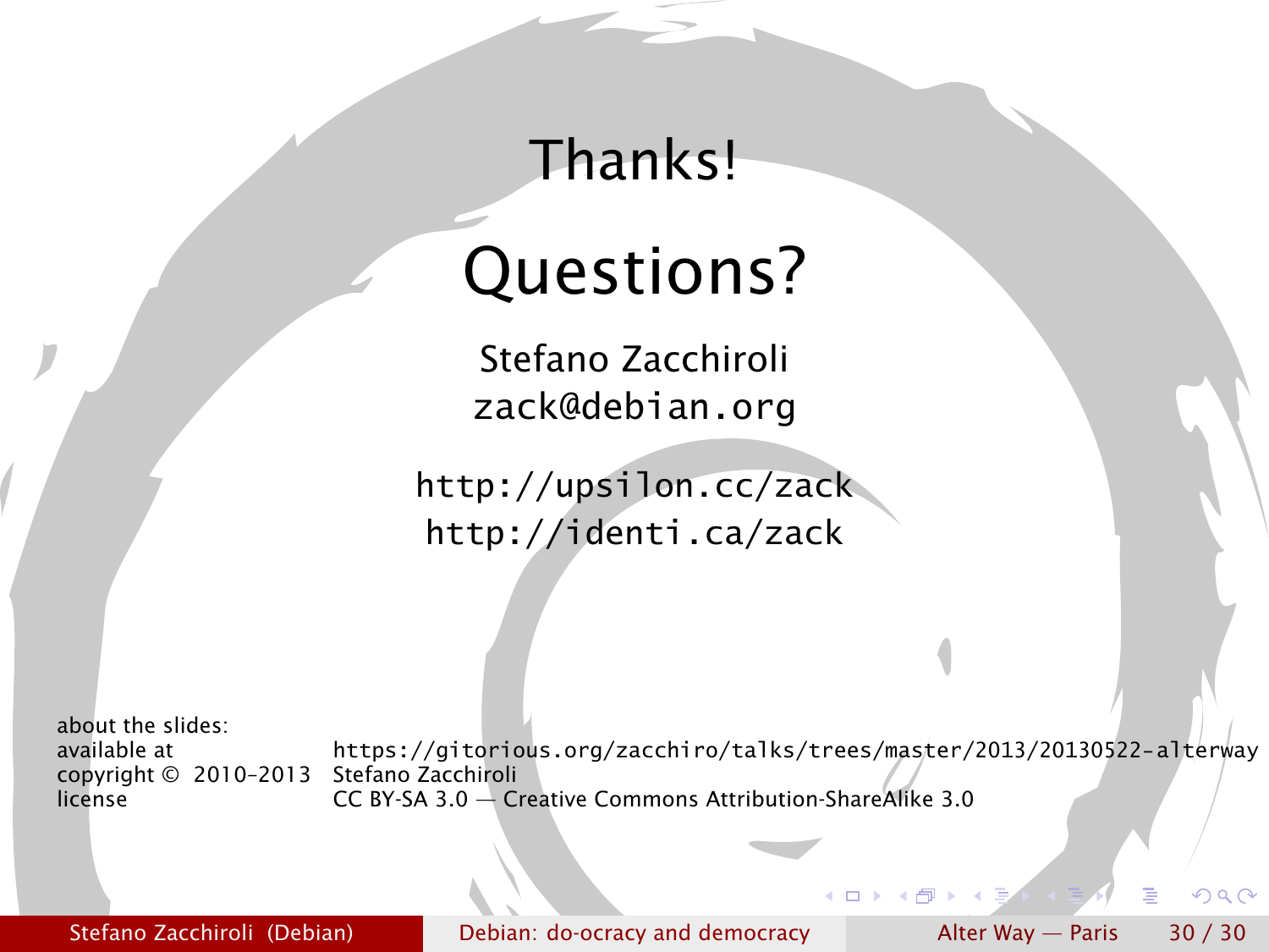# Thanks!

# Questions?

Stefano Zacchiroli
zack@debian.org

http://upsilon.cc/zack
http://identi.ca/zack

about the slides:

| | |
|---|---|
| available at | https://gitorious.org/zacchiro/talks/trees/master/2013/20130522-alterway |
| copyright © 2010–2013 | Stefano Zacchiroli |
| license | CC BY-SA 3.0 — Creative Commons Attribution-ShareAlike 3.0 |